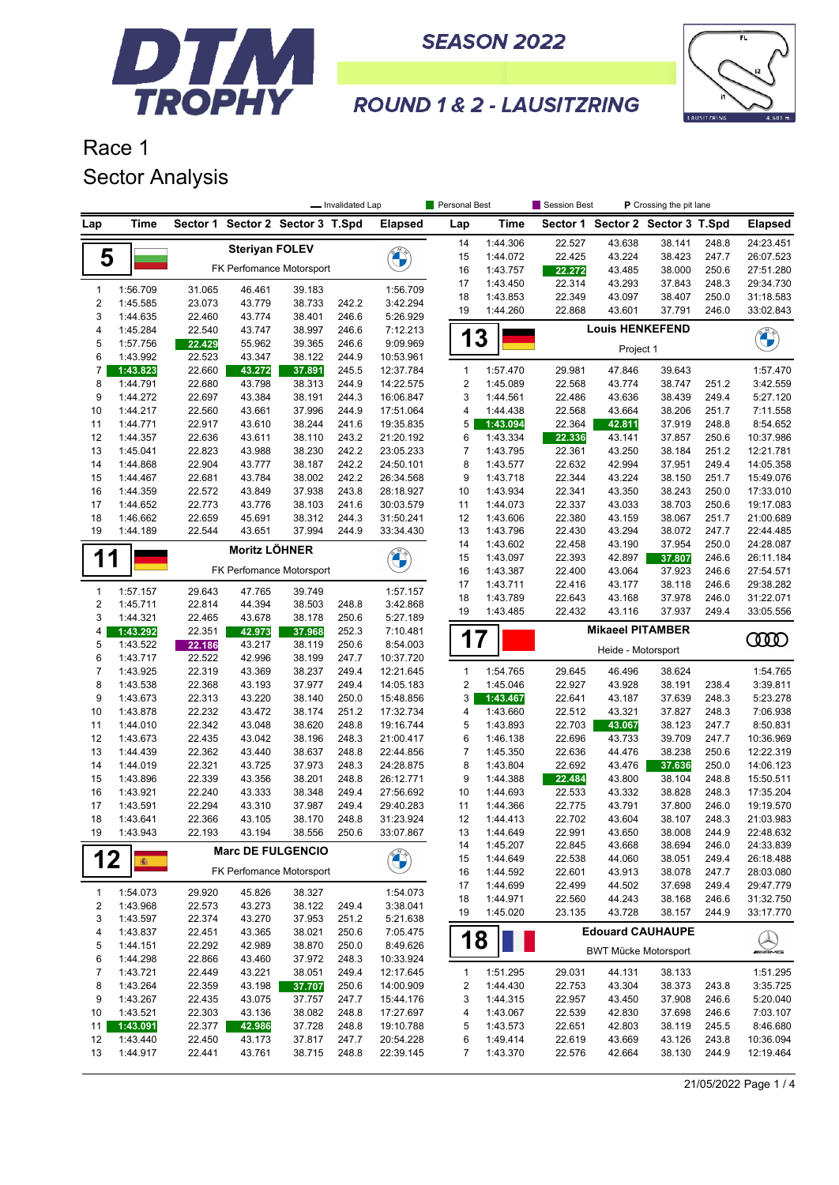# DTM TROPHY

## SEASON 2022

## ROUND 1 & 2 - LAUSITZRING

# Race 1

# Sector Analysis

— Invalidated Lap | Personal Best | Session Best | P Crossing the pit lane

### 5 – Steriyan FOLEV – FK Perfomance Motorsport

| Lap | Time | Sector 1 | Sector 2 | Sector 3 | T.Spd | Elapsed |
|---|---|---|---|---|---|---|
| 1 | 1:56.709 | 31.065 | 46.461 | 39.183 | | 1:56.709 |
| 2 | 1:45.585 | 23.073 | 43.779 | 38.733 | 242.2 | 3:42.294 |
| 3 | 1:44.635 | 22.460 | 43.774 | 38.401 | 246.6 | 5:26.929 |
| 4 | 1:45.284 | 22.540 | 43.747 | 38.997 | 246.6 | 7:12.213 |
| 5 | 1:57.756 | 22.429 | 55.962 | 39.365 | 246.6 | 9:09.969 |
| 6 | 1:43.992 | 22.523 | 43.347 | 38.122 | 244.9 | 10:53.961 |
| 7 | 1:43.823 | 22.660 | 43.272 | 37.891 | 245.5 | 12:37.784 |
| 8 | 1:44.791 | 22.680 | 43.798 | 38.313 | 244.9 | 14:22.575 |
| 9 | 1:44.272 | 22.697 | 43.384 | 38.191 | 244.3 | 16:06.847 |
| 10 | 1:44.217 | 22.560 | 43.661 | 37.996 | 244.9 | 17:51.064 |
| 11 | 1:44.771 | 22.917 | 43.610 | 38.244 | 241.6 | 19:35.835 |
| 12 | 1:44.357 | 22.636 | 43.611 | 38.110 | 243.2 | 21:20.192 |
| 13 | 1:45.041 | 22.823 | 43.988 | 38.230 | 242.2 | 23:05.233 |
| 14 | 1:44.868 | 22.904 | 43.777 | 38.187 | 242.2 | 24:50.101 |
| 15 | 1:44.467 | 22.681 | 43.784 | 38.002 | 242.2 | 26:34.568 |
| 16 | 1:44.359 | 22.572 | 43.849 | 37.938 | 243.8 | 28:18.927 |
| 17 | 1:44.652 | 22.773 | 43.776 | 38.103 | 241.6 | 30:03.579 |
| 18 | 1:46.662 | 22.659 | 45.691 | 38.312 | 244.3 | 31:50.241 |
| 19 | 1:44.189 | 22.544 | 43.651 | 37.994 | 244.9 | 33:34.430 |

### 11 – Moritz LÖHNER – FK Perfomance Motorsport

| Lap | Time | Sector 1 | Sector 2 | Sector 3 | T.Spd | Elapsed |
|---|---|---|---|---|---|---|
| 1 | 1:57.157 | 29.643 | 47.765 | 39.749 | | 1:57.157 |
| 2 | 1:45.711 | 22.814 | 44.394 | 38.503 | 248.8 | 3:42.868 |
| 3 | 1:44.321 | 22.465 | 43.678 | 38.178 | 250.6 | 5:27.189 |
| 4 | 1:43.292 | 22.351 | 42.973 | 37.968 | 252.3 | 7:10.481 |
| 5 | 1:43.522 | 22.186 | 43.217 | 38.119 | 250.6 | 8:54.003 |
| 6 | 1:43.717 | 22.522 | 42.996 | 38.199 | 247.7 | 10:37.720 |
| 7 | 1:43.925 | 22.319 | 43.369 | 38.237 | 249.4 | 12:21.645 |
| 8 | 1:43.538 | 22.368 | 43.193 | 37.977 | 249.4 | 14:05.183 |
| 9 | 1:43.673 | 22.313 | 43.220 | 38.140 | 250.0 | 15:48.856 |
| 10 | 1:43.878 | 22.232 | 43.472 | 38.174 | 251.2 | 17:32.734 |
| 11 | 1:44.010 | 22.342 | 43.048 | 38.620 | 248.8 | 19:16.744 |
| 12 | 1:43.673 | 22.435 | 43.042 | 38.196 | 248.3 | 21:00.417 |
| 13 | 1:44.439 | 22.362 | 43.440 | 38.637 | 248.8 | 22:44.856 |
| 14 | 1:44.019 | 22.321 | 43.725 | 37.973 | 248.3 | 24:28.875 |
| 15 | 1:43.896 | 22.339 | 43.356 | 38.201 | 248.8 | 26:12.771 |
| 16 | 1:43.921 | 22.240 | 43.333 | 38.348 | 249.4 | 27:56.692 |
| 17 | 1:43.591 | 22.294 | 43.310 | 37.987 | 249.4 | 29:40.283 |
| 18 | 1:43.641 | 22.366 | 43.105 | 38.170 | 248.8 | 31:23.924 |
| 19 | 1:43.943 | 22.193 | 43.194 | 38.556 | 250.6 | 33:07.867 |

### 12 – Marc DE FULGENCIO – FK Perfomance Motorsport

| Lap | Time | Sector 1 | Sector 2 | Sector 3 | T.Spd | Elapsed |
|---|---|---|---|---|---|---|
| 1 | 1:54.073 | 29.920 | 45.826 | 38.327 | | 1:54.073 |
| 2 | 1:43.968 | 22.573 | 43.273 | 38.122 | 249.4 | 3:38.041 |
| 3 | 1:43.597 | 22.374 | 43.270 | 37.953 | 251.2 | 5:21.638 |
| 4 | 1:43.837 | 22.451 | 43.365 | 38.021 | 250.6 | 7:05.475 |
| 5 | 1:44.151 | 22.292 | 42.989 | 38.870 | 250.0 | 8:49.626 |
| 6 | 1:44.298 | 22.866 | 43.460 | 37.972 | 248.3 | 10:33.924 |
| 7 | 1:43.721 | 22.449 | 43.221 | 38.051 | 249.4 | 12:17.645 |
| 8 | 1:43.264 | 22.359 | 43.198 | 37.707 | 250.6 | 14:00.909 |
| 9 | 1:43.267 | 22.435 | 43.075 | 37.757 | 247.7 | 15:44.176 |
| 10 | 1:43.521 | 22.303 | 43.136 | 38.082 | 248.8 | 17:27.697 |
| 11 | 1:43.091 | 22.377 | 42.986 | 37.728 | 248.8 | 19:10.788 |
| 12 | 1:43.440 | 22.450 | 43.173 | 37.817 | 247.7 | 20:54.228 |
| 13 | 1:44.917 | 22.441 | 43.761 | 38.715 | 248.8 | 22:39.145 |
| 14 | 1:44.306 | 22.527 | 43.638 | 38.141 | 248.8 | 24:23.451 |
| 15 | 1:44.072 | 22.425 | 43.224 | 38.423 | 247.7 | 26:07.523 |
| 16 | 1:43.757 | 22.272 | 43.485 | 38.000 | 250.6 | 27:51.280 |
| 17 | 1:43.450 | 22.314 | 43.293 | 37.843 | 248.3 | 29:34.730 |
| 18 | 1:43.853 | 22.349 | 43.097 | 38.407 | 250.0 | 31:18.583 |
| 19 | 1:44.260 | 22.868 | 43.601 | 37.791 | 246.0 | 33:02.843 |

### 13 – Louis HENKEFEND – Project 1

| Lap | Time | Sector 1 | Sector 2 | Sector 3 | T.Spd | Elapsed |
|---|---|---|---|---|---|---|
| 1 | 1:57.470 | 29.981 | 47.846 | 39.643 | | 1:57.470 |
| 2 | 1:45.089 | 22.568 | 43.774 | 38.747 | 251.2 | 3:42.559 |
| 3 | 1:44.561 | 22.486 | 43.636 | 38.439 | 249.4 | 5:27.120 |
| 4 | 1:44.438 | 22.568 | 43.664 | 38.206 | 251.7 | 7:11.558 |
| 5 | 1:43.094 | 22.364 | 42.811 | 37.919 | 248.8 | 8:54.652 |
| 6 | 1:43.334 | 22.336 | 43.141 | 37.857 | 250.6 | 10:37.986 |
| 7 | 1:43.795 | 22.361 | 43.250 | 38.184 | 251.2 | 12:21.781 |
| 8 | 1:43.577 | 22.632 | 42.994 | 37.951 | 249.4 | 14:05.358 |
| 9 | 1:43.718 | 22.344 | 43.224 | 38.150 | 251.7 | 15:49.076 |
| 10 | 1:43.934 | 22.341 | 43.350 | 38.243 | 250.0 | 17:33.010 |
| 11 | 1:44.073 | 22.337 | 43.033 | 38.703 | 250.6 | 19:17.083 |
| 12 | 1:43.606 | 22.380 | 43.159 | 38.067 | 251.7 | 21:00.689 |
| 13 | 1:43.796 | 22.430 | 43.294 | 38.072 | 247.7 | 22:44.485 |
| 14 | 1:43.602 | 22.458 | 43.190 | 37.954 | 250.0 | 24:28.087 |
| 15 | 1:43.097 | 22.393 | 42.897 | 37.807 | 246.6 | 26:11.184 |
| 16 | 1:43.387 | 22.400 | 43.064 | 37.923 | 246.6 | 27:54.571 |
| 17 | 1:43.711 | 22.416 | 43.177 | 38.118 | 246.6 | 29:38.282 |
| 18 | 1:43.789 | 22.643 | 43.168 | 37.978 | 246.0 | 31:22.071 |
| 19 | 1:43.485 | 22.432 | 43.116 | 37.937 | 249.4 | 33:05.556 |

### 17 – Mikaeel PITAMBER – Heide - Motorsport

| Lap | Time | Sector 1 | Sector 2 | Sector 3 | T.Spd | Elapsed |
|---|---|---|---|---|---|---|
| 1 | 1:54.765 | 29.645 | 46.496 | 38.624 | | 1:54.765 |
| 2 | 1:45.046 | 22.927 | 43.928 | 38.191 | 238.4 | 3:39.811 |
| 3 | 1:43.467 | 22.641 | 43.187 | 37.639 | 248.3 | 5:23.278 |
| 4 | 1:43.660 | 22.512 | 43.321 | 37.827 | 248.3 | 7:06.938 |
| 5 | 1:43.893 | 22.703 | 43.067 | 38.123 | 247.7 | 8:50.831 |
| 6 | 1:46.138 | 22.696 | 43.733 | 39.709 | 247.7 | 10:36.969 |
| 7 | 1:45.350 | 22.636 | 44.476 | 38.238 | 250.6 | 12:22.319 |
| 8 | 1:43.804 | 22.692 | 43.476 | 37.636 | 250.0 | 14:06.123 |
| 9 | 1:44.388 | 22.484 | 43.800 | 38.104 | 248.8 | 15:50.511 |
| 10 | 1:44.693 | 22.533 | 43.332 | 38.828 | 248.3 | 17:35.204 |
| 11 | 1:44.366 | 22.775 | 43.791 | 37.800 | 246.0 | 19:19.570 |
| 12 | 1:44.413 | 22.702 | 43.604 | 38.107 | 248.3 | 21:03.983 |
| 13 | 1:44.649 | 22.991 | 43.650 | 38.008 | 244.9 | 22:48.632 |
| 14 | 1:45.207 | 22.845 | 43.668 | 38.694 | 246.0 | 24:33.839 |
| 15 | 1:44.649 | 22.538 | 44.060 | 38.051 | 249.4 | 26:18.488 |
| 16 | 1:44.592 | 22.601 | 43.913 | 38.078 | 247.7 | 28:03.080 |
| 17 | 1:44.699 | 22.499 | 44.502 | 37.698 | 249.4 | 29:47.779 |
| 18 | 1:44.971 | 22.560 | 44.243 | 38.168 | 246.6 | 31:32.750 |
| 19 | 1:45.020 | 23.135 | 43.728 | 38.157 | 244.9 | 33:17.770 |

### 18 – Edouard CAUHAUPE – BWT Mücke Motorsport

| Lap | Time | Sector 1 | Sector 2 | Sector 3 | T.Spd | Elapsed |
|---|---|---|---|---|---|---|
| 1 | 1:51.295 | 29.031 | 44.131 | 38.133 | | 1:51.295 |
| 2 | 1:44.430 | 22.753 | 43.304 | 38.373 | 243.8 | 3:35.725 |
| 3 | 1:44.315 | 22.957 | 43.450 | 37.908 | 246.6 | 5:20.040 |
| 4 | 1:43.067 | 22.539 | 42.830 | 37.698 | 246.6 | 7:03.107 |
| 5 | 1:43.573 | 22.651 | 42.803 | 38.119 | 245.5 | 8:46.680 |
| 6 | 1:49.414 | 22.619 | 43.669 | 43.126 | 243.8 | 10:36.094 |
| 7 | 1:43.370 | 22.576 | 42.664 | 38.130 | 244.9 | 12:19.464 |

21/05/2022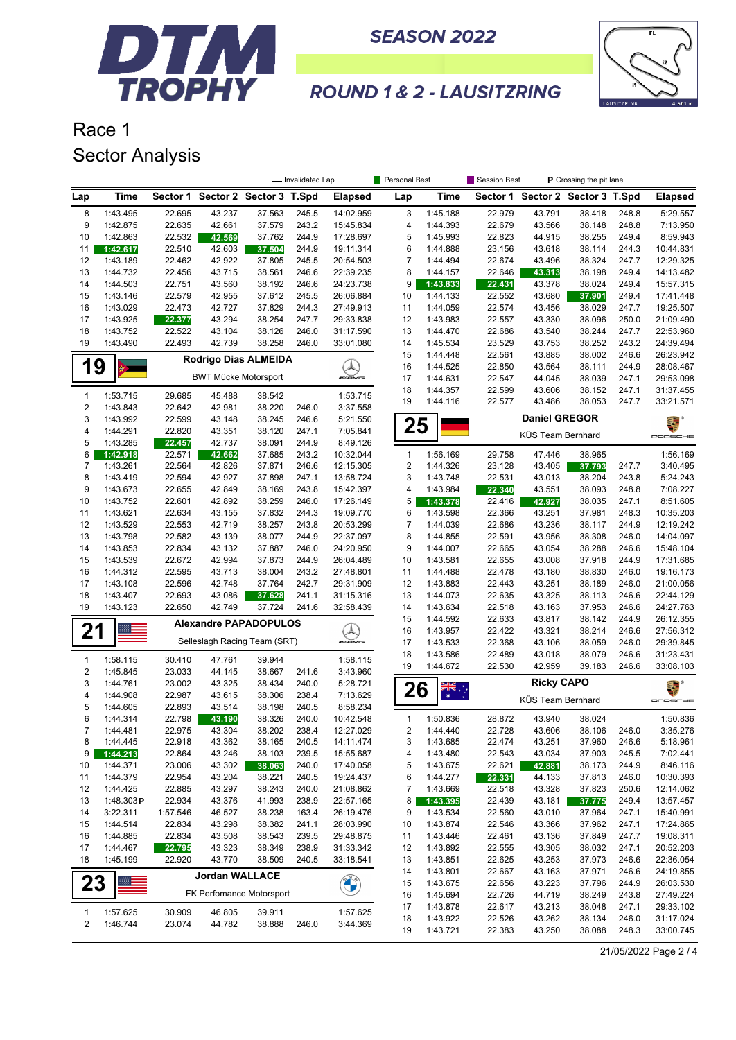# DTM TROPHY

SEASON 2022

ROUND 1 & 2 - LAUSITZRING

## Race 1
## Sector Analysis

Legend: Invalidated Lap | Personal Best | Session Best | P Crossing the pit lane

(Left column continued from previous page)

| Lap | Time | Sector 1 | Sector 2 | Sector 3 | T.Spd | Elapsed |
|---|---|---|---|---|---|---|
| 8 | 1:43.495 | 22.695 | 43.237 | 37.563 | 245.5 | 14:02.959 |
| 9 | 1:42.875 | 22.635 | 42.661 | 37.579 | 243.2 | 15:45.834 |
| 10 | 1:42.863 | 22.532 | 42.569 | 37.762 | 244.9 | 17:28.697 |
| 11 | 1:42.617 | 22.510 | 42.603 | 37.504 | 244.9 | 19:11.314 |
| 12 | 1:43.189 | 22.462 | 42.922 | 37.805 | 245.5 | 20:54.503 |
| 13 | 1:44.732 | 22.456 | 43.715 | 38.561 | 246.6 | 22:39.235 |
| 14 | 1:44.503 | 22.751 | 43.560 | 38.192 | 246.6 | 24:23.738 |
| 15 | 1:43.146 | 22.579 | 42.955 | 37.612 | 245.5 | 26:06.884 |
| 16 | 1:43.029 | 22.473 | 42.727 | 37.829 | 244.3 | 27:49.913 |
| 17 | 1:43.925 | 22.377 | 43.294 | 38.254 | 247.7 | 29:33.838 |
| 18 | 1:43.752 | 22.522 | 43.104 | 38.126 | 246.0 | 31:17.590 |
| 19 | 1:43.490 | 22.493 | 42.739 | 38.258 | 246.0 | 33:01.080 |

### 19 Rodrigo Dias ALMEIDA
BWT Mücke Motorsport

| Lap | Time | Sector 1 | Sector 2 | Sector 3 | T.Spd | Elapsed |
|---|---|---|---|---|---|---|
| 1 | 1:53.715 | 29.685 | 45.488 | 38.542 | | 1:53.715 |
| 2 | 1:43.843 | 22.642 | 42.981 | 38.220 | 246.0 | 3:37.558 |
| 3 | 1:43.992 | 22.599 | 43.148 | 38.245 | 246.6 | 5:21.550 |
| 4 | 1:44.291 | 22.820 | 43.351 | 38.120 | 247.1 | 7:05.841 |
| 5 | 1:43.285 | 22.457 | 42.737 | 38.091 | 244.9 | 8:49.126 |
| 6 | 1:42.918 | 22.571 | 42.662 | 37.685 | 243.2 | 10:32.044 |
| 7 | 1:43.261 | 22.564 | 42.826 | 37.871 | 246.6 | 12:15.305 |
| 8 | 1:43.419 | 22.594 | 42.927 | 37.898 | 247.1 | 13:58.724 |
| 9 | 1:43.673 | 22.655 | 42.849 | 38.169 | 243.8 | 15:42.397 |
| 10 | 1:43.752 | 22.601 | 42.892 | 38.259 | 246.0 | 17:26.149 |
| 11 | 1:43.621 | 22.634 | 43.155 | 37.832 | 244.3 | 19:09.770 |
| 12 | 1:43.529 | 22.553 | 42.719 | 38.257 | 243.8 | 20:53.299 |
| 13 | 1:43.798 | 22.582 | 43.139 | 38.077 | 244.9 | 22:37.097 |
| 14 | 1:43.853 | 22.834 | 43.132 | 37.887 | 246.0 | 24:20.950 |
| 15 | 1:43.539 | 22.672 | 42.994 | 37.873 | 244.9 | 26:04.489 |
| 16 | 1:44.312 | 22.595 | 43.713 | 38.004 | 243.2 | 27:48.801 |
| 17 | 1:43.108 | 22.596 | 42.748 | 37.764 | 242.7 | 29:31.909 |
| 18 | 1:43.407 | 22.693 | 43.086 | 37.628 | 241.1 | 31:15.316 |
| 19 | 1:43.123 | 22.650 | 42.749 | 37.724 | 241.6 | 32:58.439 |

### 21 Alexandre PAPADOPULOS
Selleslagh Racing Team (SRT)

| Lap | Time | Sector 1 | Sector 2 | Sector 3 | T.Spd | Elapsed |
|---|---|---|---|---|---|---|
| 1 | 1:58.115 | 30.410 | 47.761 | 39.944 | | 1:58.115 |
| 2 | 1:45.845 | 23.033 | 44.145 | 38.667 | 241.6 | 3:43.960 |
| 3 | 1:44.761 | 23.002 | 43.325 | 38.434 | 240.0 | 5:28.721 |
| 4 | 1:44.908 | 22.987 | 43.615 | 38.306 | 238.4 | 7:13.629 |
| 5 | 1:44.605 | 22.893 | 43.514 | 38.198 | 240.5 | 8:58.234 |
| 6 | 1:44.314 | 22.798 | 43.190 | 38.326 | 240.0 | 10:42.548 |
| 7 | 1:44.481 | 22.975 | 43.304 | 38.202 | 238.4 | 12:27.029 |
| 8 | 1:44.445 | 22.918 | 43.362 | 38.165 | 240.5 | 14:11.474 |
| 9 | 1:44.213 | 22.864 | 43.246 | 38.103 | 239.5 | 15:55.687 |
| 10 | 1:44.371 | 23.006 | 43.302 | 38.063 | 240.0 | 17:40.058 |
| 11 | 1:44.379 | 22.954 | 43.204 | 38.221 | 240.5 | 19:24.437 |
| 12 | 1:44.425 | 22.885 | 43.297 | 38.243 | 240.0 | 21:08.862 |
| 13 | 1:48.303 P | 22.934 | 43.376 | 41.993 | 238.9 | 22:57.165 |
| 14 | 3:22.311 | 1:57.546 | 46.527 | 38.238 | 163.4 | 26:19.476 |
| 15 | 1:44.514 | 22.834 | 43.298 | 38.382 | 241.1 | 28:03.990 |
| 16 | 1:44.885 | 22.834 | 43.508 | 38.543 | 239.5 | 29:48.875 |
| 17 | 1:44.467 | 22.795 | 43.323 | 38.349 | 238.9 | 31:33.342 |
| 18 | 1:45.199 | 22.920 | 43.770 | 38.509 | 240.5 | 33:18.541 |

### 23 Jordan WALLACE
FK Perfomance Motorsport

| Lap | Time | Sector 1 | Sector 2 | Sector 3 | T.Spd | Elapsed |
|---|---|---|---|---|---|---|
| 1 | 1:57.625 | 30.909 | 46.805 | 39.911 | | 1:57.625 |
| 2 | 1:46.744 | 23.074 | 44.782 | 38.888 | 246.0 | 3:44.369 |

(Right column continued from previous page)

| Lap | Time | Sector 1 | Sector 2 | Sector 3 | T.Spd | Elapsed |
|---|---|---|---|---|---|---|
| 3 | 1:45.188 | 22.979 | 43.791 | 38.418 | 248.8 | 5:29.557 |
| 4 | 1:44.393 | 22.679 | 43.566 | 38.148 | 248.8 | 7:13.950 |
| 5 | 1:45.993 | 22.823 | 44.915 | 38.255 | 249.4 | 8:59.943 |
| 6 | 1:44.888 | 23.156 | 43.618 | 38.114 | 244.3 | 10:44.831 |
| 7 | 1:44.494 | 22.674 | 43.496 | 38.324 | 247.7 | 12:29.325 |
| 8 | 1:44.157 | 22.646 | 43.313 | 38.198 | 249.4 | 14:13.482 |
| 9 | 1:43.833 | 22.431 | 43.378 | 38.024 | 249.4 | 15:57.315 |
| 10 | 1:44.133 | 22.552 | 43.680 | 37.901 | 249.4 | 17:41.448 |
| 11 | 1:44.059 | 22.574 | 43.456 | 38.029 | 247.7 | 19:25.507 |
| 12 | 1:43.983 | 22.557 | 43.330 | 38.096 | 250.0 | 21:09.490 |
| 13 | 1:44.470 | 22.686 | 43.540 | 38.244 | 247.7 | 22:53.960 |
| 14 | 1:45.534 | 23.529 | 43.753 | 38.252 | 243.2 | 24:39.494 |
| 15 | 1:44.448 | 22.561 | 43.885 | 38.002 | 246.6 | 26:23.942 |
| 16 | 1:44.525 | 22.850 | 43.564 | 38.111 | 244.9 | 28:08.467 |
| 17 | 1:44.631 | 22.547 | 44.045 | 38.039 | 247.1 | 29:53.098 |
| 18 | 1:44.357 | 22.599 | 43.606 | 38.152 | 247.1 | 31:37.455 |
| 19 | 1:44.116 | 22.577 | 43.486 | 38.053 | 247.7 | 33:21.571 |

### 25 Daniel GREGOR
KÜS Team Bernhard

| Lap | Time | Sector 1 | Sector 2 | Sector 3 | T.Spd | Elapsed |
|---|---|---|---|---|---|---|
| 1 | 1:56.169 | 29.758 | 47.446 | 38.965 | | 1:56.169 |
| 2 | 1:44.326 | 23.128 | 43.405 | 37.793 | 247.7 | 3:40.495 |
| 3 | 1:43.748 | 22.531 | 43.013 | 38.204 | 243.8 | 5:24.243 |
| 4 | 1:43.984 | 22.340 | 43.551 | 38.093 | 248.8 | 7:08.227 |
| 5 | 1:43.378 | 22.416 | 42.927 | 38.035 | 247.1 | 8:51.605 |
| 6 | 1:43.598 | 22.366 | 43.251 | 37.981 | 248.3 | 10:35.203 |
| 7 | 1:44.039 | 22.686 | 43.236 | 38.117 | 244.9 | 12:19.242 |
| 8 | 1:44.855 | 22.591 | 43.956 | 38.308 | 246.0 | 14:04.097 |
| 9 | 1:44.007 | 22.665 | 43.054 | 38.288 | 246.6 | 15:48.104 |
| 10 | 1:43.581 | 22.655 | 43.008 | 37.918 | 244.9 | 17:31.685 |
| 11 | 1:44.488 | 22.478 | 43.180 | 38.830 | 246.0 | 19:16.173 |
| 12 | 1:43.883 | 22.443 | 43.251 | 38.189 | 246.0 | 21:00.056 |
| 13 | 1:44.073 | 22.635 | 43.325 | 38.113 | 246.6 | 22:44.129 |
| 14 | 1:43.634 | 22.518 | 43.163 | 37.953 | 246.6 | 24:27.763 |
| 15 | 1:44.592 | 22.633 | 43.817 | 38.142 | 244.9 | 26:12.355 |
| 16 | 1:43.957 | 22.422 | 43.321 | 38.214 | 246.6 | 27:56.312 |
| 17 | 1:43.533 | 22.368 | 43.106 | 38.059 | 246.0 | 29:39.845 |
| 18 | 1:43.586 | 22.489 | 43.018 | 38.079 | 246.6 | 31:23.431 |
| 19 | 1:44.672 | 22.530 | 42.959 | 39.183 | 246.6 | 33:08.103 |

### 26 Ricky CAPO
KÜS Team Bernhard

| Lap | Time | Sector 1 | Sector 2 | Sector 3 | T.Spd | Elapsed |
|---|---|---|---|---|---|---|
| 1 | 1:50.836 | 28.872 | 43.940 | 38.024 | | 1:50.836 |
| 2 | 1:44.440 | 22.728 | 43.606 | 38.106 | 246.0 | 3:35.276 |
| 3 | 1:43.685 | 22.474 | 43.251 | 37.960 | 246.6 | 5:18.961 |
| 4 | 1:43.480 | 22.543 | 43.034 | 37.903 | 245.5 | 7:02.441 |
| 5 | 1:43.675 | 22.621 | 42.881 | 38.173 | 244.9 | 8:46.116 |
| 6 | 1:44.277 | 22.331 | 44.133 | 37.813 | 246.0 | 10:30.393 |
| 7 | 1:43.669 | 22.518 | 43.328 | 37.823 | 250.6 | 12:14.062 |
| 8 | 1:43.395 | 22.439 | 43.181 | 37.775 | 249.4 | 13:57.457 |
| 9 | 1:43.534 | 22.560 | 43.010 | 37.964 | 247.1 | 15:40.991 |
| 10 | 1:43.874 | 22.546 | 43.366 | 37.962 | 247.1 | 17:24.865 |
| 11 | 1:43.446 | 22.461 | 43.136 | 37.849 | 247.7 | 19:08.311 |
| 12 | 1:43.892 | 22.555 | 43.305 | 38.032 | 247.1 | 20:52.203 |
| 13 | 1:43.851 | 22.625 | 43.253 | 37.973 | 246.6 | 22:36.054 |
| 14 | 1:43.801 | 22.667 | 43.163 | 37.971 | 246.6 | 24:19.855 |
| 15 | 1:43.675 | 22.656 | 43.223 | 37.796 | 244.9 | 26:03.530 |
| 16 | 1:45.694 | 22.726 | 44.719 | 38.249 | 243.8 | 27:49.224 |
| 17 | 1:43.878 | 22.617 | 43.213 | 38.048 | 247.1 | 29:33.102 |
| 18 | 1:43.922 | 22.526 | 43.262 | 38.134 | 246.0 | 31:17.024 |
| 19 | 1:43.721 | 22.383 | 43.250 | 38.088 | 248.3 | 33:00.745 |

21/05/2022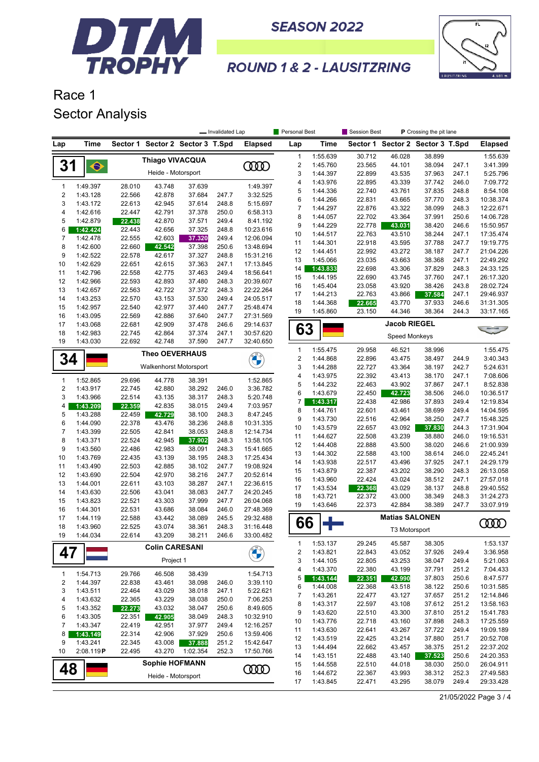# DTM TROPHY

**SEASON 2022**

**ROUND 1 & 2 - LAUSITZRING**

## Race 1
## Sector Analysis

— Invalidated Lap | Personal Best | Session Best | P Crossing the pit lane

### 31 Thiago VIVACQUA — Heide - Motorsport

| Lap | Time | Sector 1 | Sector 2 | Sector 3 | T.Spd | Elapsed |
|---|---|---|---|---|---|---|
| 1 | 1:49.397 | 28.010 | 43.748 | 37.639 | | 1:49.397 |
| 2 | 1:43.128 | 22.566 | 42.878 | 37.684 | 247.7 | 3:32.525 |
| 3 | 1:43.172 | 22.613 | 42.945 | 37.614 | 248.8 | 5:15.697 |
| 4 | 1:42.616 | 22.447 | 42.791 | 37.378 | 250.0 | 6:58.313 |
| 5 | 1:42.879 | 22.438 | 42.870 | 37.571 | 249.4 | 8:41.192 |
| 6 | 1:42.424 | 22.443 | 42.656 | 37.325 | 248.8 | 10:23.616 |
| 7 | 1:42.478 | 22.555 | 42.603 | 37.320 | 249.4 | 12:06.094 |
| 8 | 1:42.600 | 22.660 | 42.542 | 37.398 | 250.6 | 13:48.694 |
| 9 | 1:42.522 | 22.578 | 42.617 | 37.327 | 248.8 | 15:31.216 |
| 10 | 1:42.629 | 22.651 | 42.615 | 37.363 | 247.1 | 17:13.845 |
| 11 | 1:42.796 | 22.558 | 42.775 | 37.463 | 249.4 | 18:56.641 |
| 12 | 1:42.966 | 22.593 | 42.893 | 37.480 | 248.3 | 20:39.607 |
| 13 | 1:42.657 | 22.563 | 42.722 | 37.372 | 248.3 | 22:22.264 |
| 14 | 1:43.253 | 22.570 | 43.153 | 37.530 | 249.4 | 24:05.517 |
| 15 | 1:42.957 | 22.540 | 42.977 | 37.440 | 247.7 | 25:48.474 |
| 16 | 1:43.095 | 22.569 | 42.886 | 37.640 | 247.7 | 27:31.569 |
| 17 | 1:43.068 | 22.681 | 42.909 | 37.478 | 246.6 | 29:14.637 |
| 18 | 1:42.983 | 22.745 | 42.864 | 37.374 | 247.1 | 30:57.620 |
| 19 | 1:43.030 | 22.692 | 42.748 | 37.590 | 247.7 | 32:40.650 |

### 34 Theo OEVERHAUS — Walkenhorst Motorsport

| Lap | Time | Sector 1 | Sector 2 | Sector 3 | T.Spd | Elapsed |
|---|---|---|---|---|---|---|
| 1 | 1:52.865 | 29.696 | 44.778 | 38.391 | | 1:52.865 |
| 2 | 1:43.917 | 22.745 | 42.880 | 38.292 | 246.0 | 3:36.782 |
| 3 | 1:43.966 | 22.514 | 43.135 | 38.317 | 248.3 | 5:20.748 |
| 4 | 1:43.209 | 22.359 | 42.835 | 38.015 | 249.4 | 7:03.957 |
| 5 | 1:43.288 | 22.459 | 42.729 | 38.100 | 248.3 | 8:47.245 |
| 6 | 1:44.090 | 22.378 | 43.476 | 38.236 | 248.8 | 10:31.335 |
| 7 | 1:43.399 | 22.505 | 42.841 | 38.053 | 248.8 | 12:14.734 |
| 8 | 1:43.371 | 22.524 | 42.945 | 37.902 | 248.3 | 13:58.105 |
| 9 | 1:43.560 | 22.486 | 42.983 | 38.091 | 248.3 | 15:41.665 |
| 10 | 1:43.769 | 22.435 | 43.139 | 38.195 | 248.3 | 17:25.434 |
| 11 | 1:43.490 | 22.503 | 42.885 | 38.102 | 247.7 | 19:08.924 |
| 12 | 1:43.690 | 22.504 | 42.970 | 38.216 | 247.7 | 20:52.614 |
| 13 | 1:44.001 | 22.611 | 43.103 | 38.287 | 247.1 | 22:36.615 |
| 14 | 1:43.630 | 22.506 | 43.041 | 38.083 | 247.7 | 24:20.245 |
| 15 | 1:43.823 | 22.521 | 43.303 | 37.999 | 247.7 | 26:04.068 |
| 16 | 1:44.301 | 22.531 | 43.686 | 38.084 | 246.0 | 27:48.369 |
| 17 | 1:44.119 | 22.588 | 43.442 | 38.089 | 245.5 | 29:32.488 |
| 18 | 1:43.960 | 22.525 | 43.074 | 38.361 | 248.3 | 31:16.448 |
| 19 | 1:44.034 | 22.614 | 43.209 | 38.211 | 246.6 | 33:00.482 |

### 47 Colin CARESANI — Project 1

| Lap | Time | Sector 1 | Sector 2 | Sector 3 | T.Spd | Elapsed |
|---|---|---|---|---|---|---|
| 1 | 1:54.713 | 29.766 | 46.508 | 38.439 | | 1:54.713 |
| 2 | 1:44.397 | 22.838 | 43.461 | 38.098 | 246.0 | 3:39.110 |
| 3 | 1:43.511 | 22.464 | 43.029 | 38.018 | 247.1 | 5:22.621 |
| 4 | 1:43.632 | 22.365 | 43.229 | 38.038 | 250.0 | 7:06.253 |
| 5 | 1:43.352 | 22.273 | 43.032 | 38.047 | 250.6 | 8:49.605 |
| 6 | 1:43.305 | 22.351 | 42.905 | 38.049 | 248.3 | 10:32.910 |
| 7 | 1:43.347 | 22.419 | 42.951 | 37.977 | 249.4 | 12:16.257 |
| 8 | 1:43.149 | 22.314 | 42.906 | 37.929 | 250.6 | 13:59.406 |
| 9 | 1:43.241 | 22.345 | 43.008 | 37.888 | 251.2 | 15:42.647 |
| 10 | 2:08.119 P | 22.495 | 43.270 | 1:02.354 | 252.3 | 17:50.766 |

### 48 Sophie HOFMANN — Heide - Motorsport

| Lap | Time | Sector 1 | Sector 2 | Sector 3 | T.Spd | Elapsed |
|---|---|---|---|---|---|---|
| 1 | 1:55.639 | 30.712 | 46.028 | 38.899 | | 1:55.639 |
| 2 | 1:45.760 | 23.565 | 44.101 | 38.094 | 247.1 | 3:41.399 |
| 3 | 1:44.397 | 22.899 | 43.535 | 37.963 | 247.1 | 5:25.796 |
| 4 | 1:43.976 | 22.895 | 43.339 | 37.742 | 246.0 | 7:09.772 |
| 5 | 1:44.336 | 22.740 | 43.761 | 37.835 | 248.8 | 8:54.108 |
| 6 | 1:44.266 | 22.831 | 43.665 | 37.770 | 248.3 | 10:38.374 |
| 7 | 1:44.297 | 22.876 | 43.322 | 38.099 | 248.3 | 12:22.671 |
| 8 | 1:44.057 | 22.702 | 43.364 | 37.991 | 250.6 | 14:06.728 |
| 9 | 1:44.229 | 22.778 | 43.031 | 38.420 | 246.6 | 15:50.957 |
| 10 | 1:44.517 | 22.763 | 43.510 | 38.244 | 247.1 | 17:35.474 |
| 11 | 1:44.301 | 22.918 | 43.595 | 37.788 | 247.7 | 19:19.775 |
| 12 | 1:44.451 | 22.992 | 43.272 | 38.187 | 247.7 | 21:04.226 |
| 13 | 1:45.066 | 23.035 | 43.663 | 38.368 | 247.1 | 22:49.292 |
| 14 | 1:43.833 | 22.698 | 43.306 | 37.829 | 248.3 | 24:33.125 |
| 15 | 1:44.195 | 22.690 | 43.745 | 37.760 | 247.1 | 26:17.320 |
| 16 | 1:45.404 | 23.058 | 43.920 | 38.426 | 243.8 | 28:02.724 |
| 17 | 1:44.213 | 22.763 | 43.866 | 37.584 | 247.1 | 29:46.937 |
| 18 | 1:44.368 | 22.665 | 43.770 | 37.933 | 246.6 | 31:31.305 |
| 19 | 1:45.860 | 23.150 | 44.346 | 38.364 | 244.3 | 33:17.165 |

### 63 Jacob RIEGEL — Speed Monkeys

| Lap | Time | Sector 1 | Sector 2 | Sector 3 | T.Spd | Elapsed |
|---|---|---|---|---|---|---|
| 1 | 1:55.475 | 29.958 | 46.521 | 38.996 | | 1:55.475 |
| 2 | 1:44.868 | 22.896 | 43.475 | 38.497 | 244.9 | 3:40.343 |
| 3 | 1:44.288 | 22.727 | 43.364 | 38.197 | 242.7 | 5:24.631 |
| 4 | 1:43.975 | 22.392 | 43.413 | 38.170 | 247.1 | 7:08.606 |
| 5 | 1:44.232 | 22.463 | 43.902 | 37.867 | 247.1 | 8:52.838 |
| 6 | 1:43.679 | 22.450 | 42.723 | 38.506 | 246.0 | 10:36.517 |
| 7 | 1:43.317 | 22.438 | 42.986 | 37.893 | 249.4 | 12:19.834 |
| 8 | 1:44.761 | 22.601 | 43.461 | 38.699 | 249.4 | 14:04.595 |
| 9 | 1:43.730 | 22.516 | 42.964 | 38.250 | 247.7 | 15:48.325 |
| 10 | 1:43.579 | 22.657 | 43.092 | 37.830 | 244.3 | 17:31.904 |
| 11 | 1:44.627 | 22.508 | 43.239 | 38.880 | 246.0 | 19:16.531 |
| 12 | 1:44.408 | 22.888 | 43.500 | 38.020 | 246.6 | 21:00.939 |
| 13 | 1:44.302 | 22.588 | 43.100 | 38.614 | 246.0 | 22:45.241 |
| 14 | 1:43.938 | 22.517 | 43.496 | 37.925 | 247.1 | 24:29.179 |
| 15 | 1:43.879 | 22.387 | 43.202 | 38.290 | 248.3 | 26:13.058 |
| 16 | 1:43.960 | 22.424 | 43.024 | 38.512 | 247.1 | 27:57.018 |
| 17 | 1:43.534 | 22.368 | 43.029 | 38.137 | 248.8 | 29:40.552 |
| 18 | 1:43.721 | 22.372 | 43.000 | 38.349 | 248.3 | 31:24.273 |
| 19 | 1:43.646 | 22.373 | 42.884 | 38.389 | 247.7 | 33:07.919 |

### 66 Matias SALONEN — T3 Motorsport

| Lap | Time | Sector 1 | Sector 2 | Sector 3 | T.Spd | Elapsed |
|---|---|---|---|---|---|---|
| 1 | 1:53.137 | 29.245 | 45.587 | 38.305 | | 1:53.137 |
| 2 | 1:43.821 | 22.843 | 43.052 | 37.926 | 249.4 | 3:36.958 |
| 3 | 1:44.105 | 22.805 | 43.253 | 38.047 | 249.4 | 5:21.063 |
| 4 | 1:43.370 | 22.380 | 43.199 | 37.791 | 251.2 | 7:04.433 |
| 5 | 1:43.144 | 22.351 | 42.990 | 37.803 | 250.6 | 8:47.577 |
| 6 | 1:44.008 | 22.368 | 43.518 | 38.122 | 250.6 | 10:31.585 |
| 7 | 1:43.261 | 22.477 | 43.127 | 37.657 | 251.2 | 12:14.846 |
| 8 | 1:43.317 | 22.597 | 43.108 | 37.612 | 251.2 | 13:58.163 |
| 9 | 1:43.620 | 22.510 | 43.300 | 37.810 | 251.2 | 15:41.783 |
| 10 | 1:43.776 | 22.718 | 43.160 | 37.898 | 248.3 | 17:25.559 |
| 11 | 1:43.630 | 22.641 | 43.267 | 37.722 | 249.4 | 19:09.189 |
| 12 | 1:43.519 | 22.425 | 43.214 | 37.880 | 251.7 | 20:52.708 |
| 13 | 1:44.494 | 22.662 | 43.457 | 38.375 | 251.2 | 22:37.202 |
| 14 | 1:43.151 | 22.488 | 43.140 | 37.523 | 250.6 | 24:20.353 |
| 15 | 1:44.558 | 22.510 | 44.018 | 38.030 | 250.0 | 26:04.911 |
| 16 | 1:44.672 | 22.367 | 43.993 | 38.312 | 252.3 | 27:49.583 |
| 17 | 1:43.845 | 22.471 | 43.295 | 38.079 | 249.4 | 29:33.428 |

21/05/2022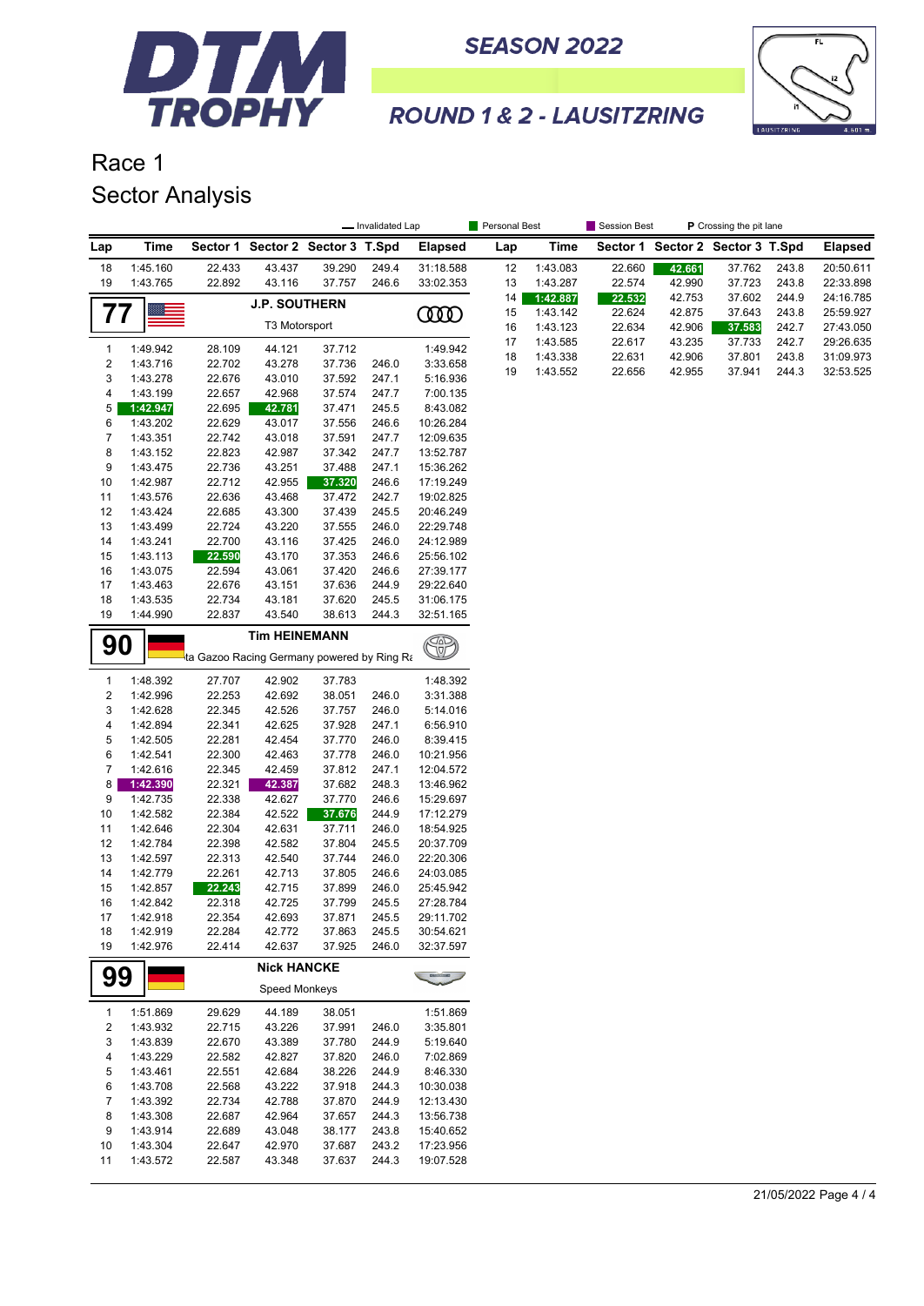DTM TROPHY

SEASON 2022

ROUND 1 & 2 - LAUSITZRING

# Race 1
## Sector Analysis

— Invalidated Lap | Personal Best | Session Best | P Crossing the pit lane

| Lap | Time | Sector 1 | Sector 2 | Sector 3 | T.Spd | Elapsed |
|---|---|---|---|---|---|---|
| 18 | 1:45.160 | 22.433 | 43.437 | 39.290 | 249.4 | 31:18.588 |
| 19 | 1:43.765 | 22.892 | 43.116 | 37.757 | 246.6 | 33:02.353 |

### 77 J.P. SOUTHERN — T3 Motorsport

| Lap | Time | Sector 1 | Sector 2 | Sector 3 | T.Spd | Elapsed |
|---|---|---|---|---|---|---|
| 1 | 1:49.942 | 28.109 | 44.121 | 37.712 | | 1:49.942 |
| 2 | 1:43.716 | 22.702 | 43.278 | 37.736 | 246.0 | 3:33.658 |
| 3 | 1:43.278 | 22.676 | 43.010 | 37.592 | 247.1 | 5:16.936 |
| 4 | 1:43.199 | 22.657 | 42.968 | 37.574 | 247.7 | 7:00.135 |
| 5 | 1:42.947 | 22.695 | 42.781 | 37.471 | 245.5 | 8:43.082 |
| 6 | 1:43.202 | 22.629 | 43.017 | 37.556 | 246.6 | 10:26.284 |
| 7 | 1:43.351 | 22.742 | 43.018 | 37.591 | 247.7 | 12:09.635 |
| 8 | 1:43.152 | 22.823 | 42.987 | 37.342 | 247.7 | 13:52.787 |
| 9 | 1:43.475 | 22.736 | 43.251 | 37.488 | 247.1 | 15:36.262 |
| 10 | 1:42.987 | 22.712 | 42.955 | 37.320 | 246.6 | 17:19.249 |
| 11 | 1:43.576 | 22.636 | 43.468 | 37.472 | 242.7 | 19:02.825 |
| 12 | 1:43.424 | 22.685 | 43.300 | 37.439 | 245.5 | 20:46.249 |
| 13 | 1:43.499 | 22.724 | 43.220 | 37.555 | 246.0 | 22:29.748 |
| 14 | 1:43.241 | 22.700 | 43.116 | 37.425 | 246.0 | 24:12.989 |
| 15 | 1:43.113 | 22.590 | 43.170 | 37.353 | 246.6 | 25:56.102 |
| 16 | 1:43.075 | 22.594 | 43.061 | 37.420 | 246.6 | 27:39.177 |
| 17 | 1:43.463 | 22.676 | 43.151 | 37.636 | 244.9 | 29:22.640 |
| 18 | 1:43.535 | 22.734 | 43.181 | 37.620 | 245.5 | 31:06.175 |
| 19 | 1:44.990 | 22.837 | 43.540 | 38.613 | 244.3 | 32:51.165 |

### 90 Tim HEINEMANN — Toyota Gazoo Racing Germany powered by Ring Racing

| Lap | Time | Sector 1 | Sector 2 | Sector 3 | T.Spd | Elapsed |
|---|---|---|---|---|---|---|
| 1 | 1:48.392 | 27.707 | 42.902 | 37.783 | | 1:48.392 |
| 2 | 1:42.996 | 22.253 | 42.692 | 38.051 | 246.0 | 3:31.388 |
| 3 | 1:42.628 | 22.345 | 42.526 | 37.757 | 246.0 | 5:14.016 |
| 4 | 1:42.894 | 22.341 | 42.625 | 37.928 | 247.1 | 6:56.910 |
| 5 | 1:42.505 | 22.281 | 42.454 | 37.770 | 246.0 | 8:39.415 |
| 6 | 1:42.541 | 22.300 | 42.463 | 37.778 | 246.0 | 10:21.956 |
| 7 | 1:42.616 | 22.345 | 42.459 | 37.812 | 247.1 | 12:04.572 |
| 8 | 1:42.390 | 22.321 | 42.387 | 37.682 | 248.3 | 13:46.962 |
| 9 | 1:42.735 | 22.338 | 42.627 | 37.770 | 246.6 | 15:29.697 |
| 10 | 1:42.582 | 22.384 | 42.522 | 37.676 | 244.9 | 17:12.279 |
| 11 | 1:42.646 | 22.304 | 42.631 | 37.711 | 246.0 | 18:54.925 |
| 12 | 1:42.784 | 22.398 | 42.582 | 37.804 | 245.5 | 20:37.709 |
| 13 | 1:42.597 | 22.313 | 42.540 | 37.744 | 246.0 | 22:20.306 |
| 14 | 1:42.779 | 22.261 | 42.713 | 37.805 | 246.6 | 24:03.085 |
| 15 | 1:42.857 | 22.243 | 42.715 | 37.899 | 246.0 | 25:45.942 |
| 16 | 1:42.842 | 22.318 | 42.725 | 37.799 | 245.5 | 27:28.784 |
| 17 | 1:42.918 | 22.354 | 42.693 | 37.871 | 245.5 | 29:11.702 |
| 18 | 1:42.919 | 22.284 | 42.772 | 37.863 | 245.5 | 30:54.621 |
| 19 | 1:42.976 | 22.414 | 42.637 | 37.925 | 246.0 | 32:37.597 |

### 99 Nick HANCKE — Speed Monkeys

| Lap | Time | Sector 1 | Sector 2 | Sector 3 | T.Spd | Elapsed |
|---|---|---|---|---|---|---|
| 1 | 1:51.869 | 29.629 | 44.189 | 38.051 | | 1:51.869 |
| 2 | 1:43.932 | 22.715 | 43.226 | 37.991 | 246.0 | 3:35.801 |
| 3 | 1:43.839 | 22.670 | 43.389 | 37.780 | 244.9 | 5:19.640 |
| 4 | 1:43.229 | 22.582 | 42.827 | 37.820 | 246.0 | 7:02.869 |
| 5 | 1:43.461 | 22.551 | 42.684 | 38.226 | 244.9 | 8:46.330 |
| 6 | 1:43.708 | 22.568 | 43.222 | 37.918 | 244.3 | 10:30.038 |
| 7 | 1:43.392 | 22.734 | 42.788 | 37.870 | 244.9 | 12:13.430 |
| 8 | 1:43.308 | 22.687 | 42.964 | 37.657 | 244.3 | 13:56.738 |
| 9 | 1:43.914 | 22.689 | 43.048 | 38.177 | 243.8 | 15:40.652 |
| 10 | 1:43.304 | 22.647 | 42.970 | 37.687 | 243.2 | 17:23.956 |
| 11 | 1:43.572 | 22.587 | 43.348 | 37.637 | 244.3 | 19:07.528 |
| 12 | 1:43.083 | 22.660 | 42.661 | 37.762 | 243.8 | 20:50.611 |
| 13 | 1:43.287 | 22.574 | 42.990 | 37.723 | 243.8 | 22:33.898 |
| 14 | 1:42.887 | 22.532 | 42.753 | 37.602 | 244.9 | 24:16.785 |
| 15 | 1:43.142 | 22.624 | 42.875 | 37.643 | 243.8 | 25:59.927 |
| 16 | 1:43.123 | 22.634 | 42.906 | 37.583 | 242.7 | 27:43.050 |
| 17 | 1:43.585 | 22.617 | 43.235 | 37.733 | 242.7 | 29:26.635 |
| 18 | 1:43.338 | 22.631 | 42.906 | 37.801 | 243.8 | 31:09.973 |
| 19 | 1:43.552 | 22.656 | 42.955 | 37.941 | 244.3 | 32:53.525 |

21/05/2022